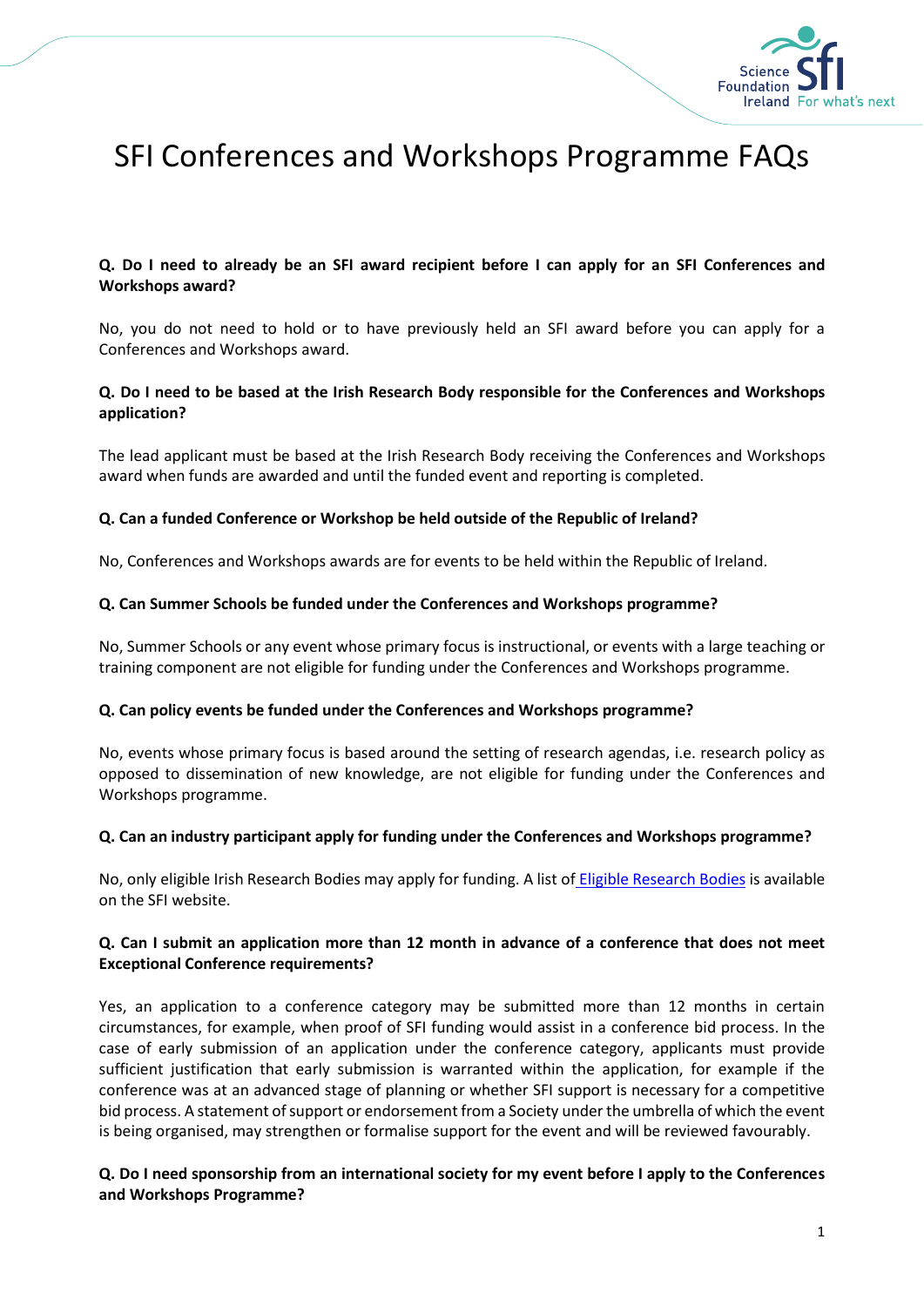# SFI Conferences and Workshops Programme FAQs

**Q. Do I need to already be an SFI award recipient before I can apply for an SFI Conferences and Workshops award?**

No, you do not need to hold or to have previously held an SFI award before you can apply for a Conferences and Workshops award.

**Q. Do I need to be based at the Irish Research Body responsible for the Conferences and Workshops application?**

The lead applicant must be based at the Irish Research Body receiving the Conferences and Workshops award when funds are awarded and until the funded event and reporting is completed.

**Q. Can a funded Conference or Workshop be held outside of the Republic of Ireland?**

No, Conferences and Workshops awards are for events to be held within the Republic of Ireland.

**Q. Can Summer Schools be funded under the Conferences and Workshops programme?**

No, Summer Schools or any event whose primary focus is instructional, or events with a large teaching or training component are not eligible for funding under the Conferences and Workshops programme.

**Q. Can policy events be funded under the Conferences and Workshops programme?**

No, events whose primary focus is based around the setting of research agendas, i.e. research policy as opposed to dissemination of new knowledge, are not eligible for funding under the Conferences and Workshops programme.

**Q. Can an industry participant apply for funding under the Conferences and Workshops programme?**

No, only eligible Irish Research Bodies may apply for funding. A list of Eligible Research Bodies is available on the SFI website.

**Q. Can I submit an application more than 12 month in advance of a conference that does not meet Exceptional Conference requirements?**

Yes, an application to a conference category may be submitted more than 12 months in certain circumstances, for example, when proof of SFI funding would assist in a conference bid process. In the case of early submission of an application under the conference category, applicants must provide sufficient justification that early submission is warranted within the application, for example if the conference was at an advanced stage of planning or whether SFI support is necessary for a competitive bid process. A statement of support or endorsement from a Society under the umbrella of which the event is being organised, may strengthen or formalise support for the event and will be reviewed favourably.

**Q. Do I need sponsorship from an international society for my event before I apply to the Conferences and Workshops Programme?**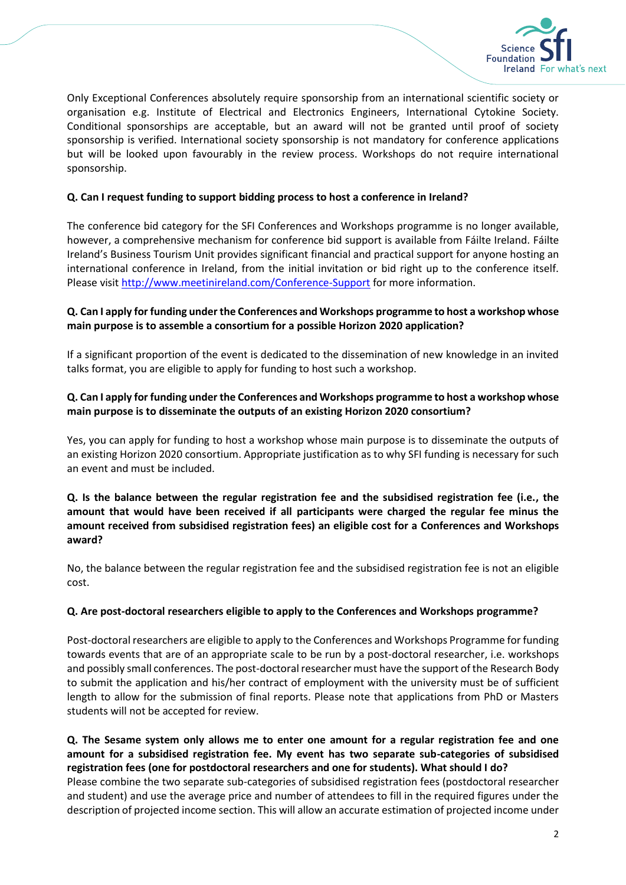Only Exceptional Conferences absolutely require sponsorship from an international scientific society or organisation e.g. Institute of Electrical and Electronics Engineers, International Cytokine Society. Conditional sponsorships are acceptable, but an award will not be granted until proof of society sponsorship is verified. International society sponsorship is not mandatory for conference applications but will be looked upon favourably in the review process. Workshops do not require international sponsorship.

**Q. Can I request funding to support bidding process to host a conference in Ireland?**

The conference bid category for the SFI Conferences and Workshops programme is no longer available, however, a comprehensive mechanism for conference bid support is available from Fáilte Ireland. Fáilte Ireland's Business Tourism Unit provides significant financial and practical support for anyone hosting an international conference in Ireland, from the initial invitation or bid right up to the conference itself. Please visit [http://www.meetinireland.com/Conference-Support](http://www.meetinireland.com/Conference-Support) for more information.

**Q. Can I apply for funding under the Conferences and Workshops programme to host a workshop whose main purpose is to assemble a consortium for a possible Horizon 2020 application?**

If a significant proportion of the event is dedicated to the dissemination of new knowledge in an invited talks format, you are eligible to apply for funding to host such a workshop.

**Q. Can I apply for funding under the Conferences and Workshops programme to host a workshop whose main purpose is to disseminate the outputs of an existing Horizon 2020 consortium?**

Yes, you can apply for funding to host a workshop whose main purpose is to disseminate the outputs of an existing Horizon 2020 consortium. Appropriate justification as to why SFI funding is necessary for such an event and must be included.

**Q. Is the balance between the regular registration fee and the subsidised registration fee (i.e., the amount that would have been received if all participants were charged the regular fee minus the amount received from subsidised registration fees) an eligible cost for a Conferences and Workshops award?**

No, the balance between the regular registration fee and the subsidised registration fee is not an eligible cost.

**Q. Are post-doctoral researchers eligible to apply to the Conferences and Workshops programme?**

Post-doctoral researchers are eligible to apply to the Conferences and Workshops Programme for funding towards events that are of an appropriate scale to be run by a post-doctoral researcher, i.e. workshops and possibly small conferences. The post-doctoral researcher must have the support of the Research Body to submit the application and his/her contract of employment with the university must be of sufficient length to allow for the submission of final reports. Please note that applications from PhD or Masters students will not be accepted for review.

**Q. The Sesame system only allows me to enter one amount for a regular registration fee and one amount for a subsidised registration fee. My event has two separate sub-categories of subsidised registration fees (one for postdoctoral researchers and one for students). What should I do?**

Please combine the two separate sub-categories of subsidised registration fees (postdoctoral researcher and student) and use the average price and number of attendees to fill in the required figures under the description of projected income section. This will allow an accurate estimation of projected income under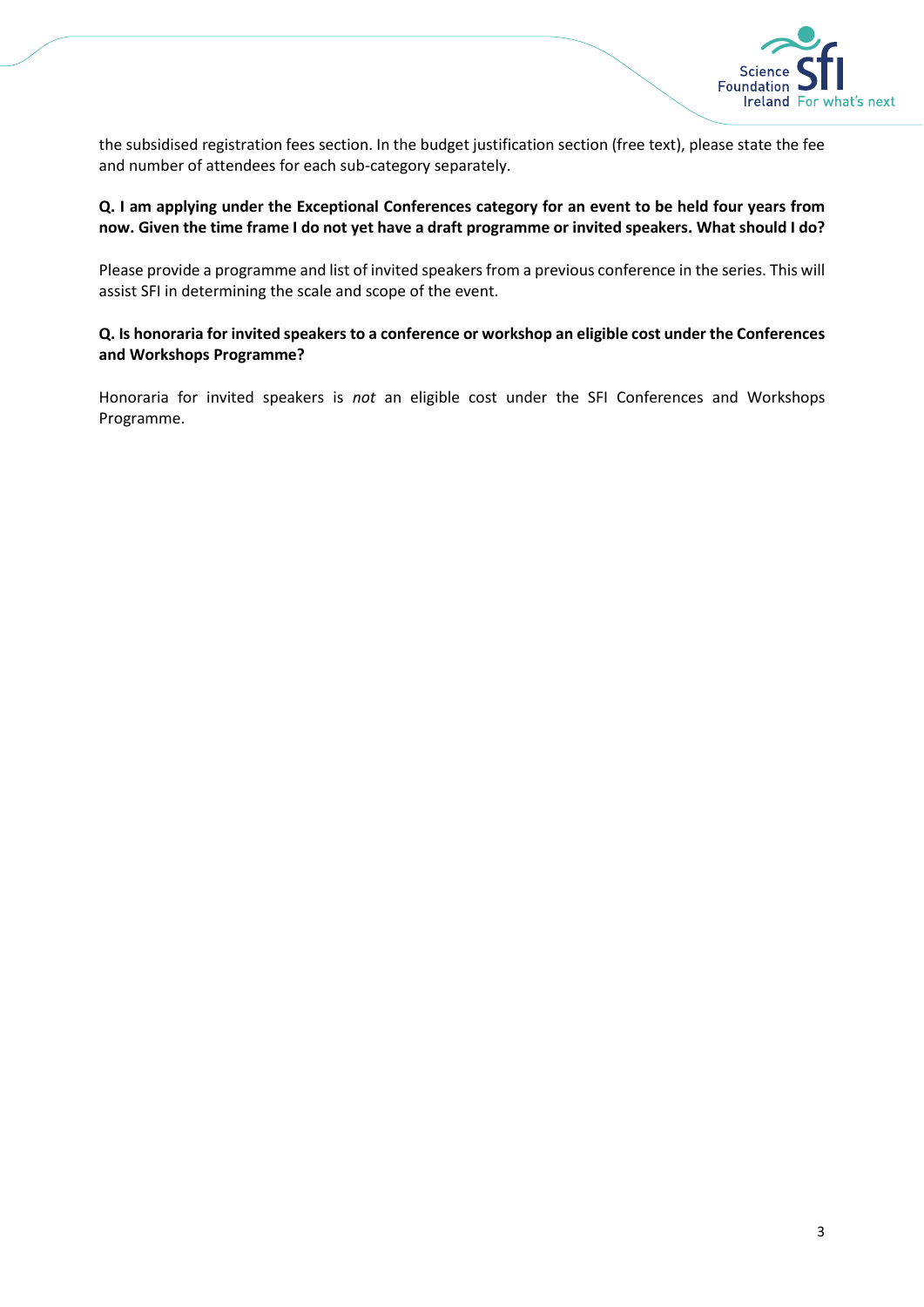the subsidised registration fees section. In the budget justification section (free text), please state the fee and number of attendees for each sub-category separately.

**Q. I am applying under the Exceptional Conferences category for an event to be held four years from now. Given the time frame I do not yet have a draft programme or invited speakers. What should I do?**

Please provide a programme and list of invited speakers from a previous conference in the series. This will assist SFI in determining the scale and scope of the event.

**Q. Is honoraria for invited speakers to a conference or workshop an eligible cost under the Conferences and Workshops Programme?**

Honoraria for invited speakers is *not* an eligible cost under the SFI Conferences and Workshops Programme.